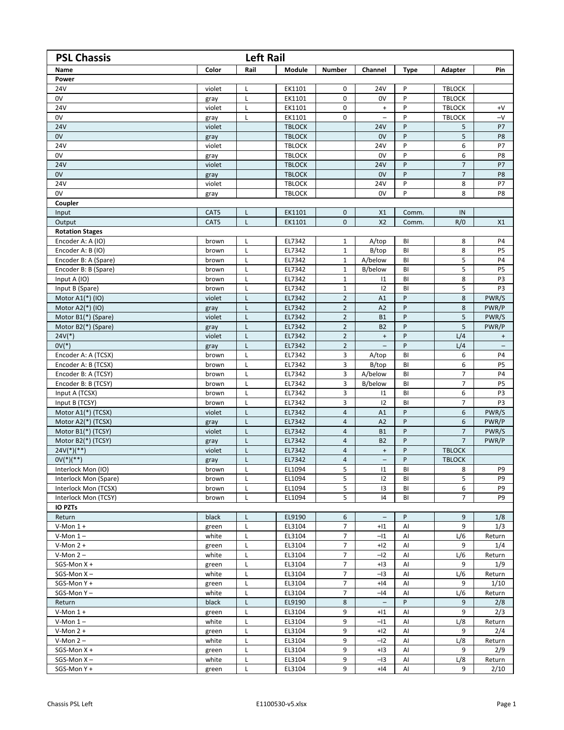| PSL Chassis | | Left Rail | | | | | | |
|---|---|---|---|---|---|---|---|---|
| **Name** | **Color** | **Rail** | **Module** | **Number** | **Channel** | **Type** | **Adapter** | **Pin** |
| **Power** | | | | | | | | |
| 24V | violet | L | EK1101 | 0 | 24V | P | TBLOCK | |
| 0V | gray | L | EK1101 | 0 | 0V | P | TBLOCK | |
| 24V | violet | L | EK1101 | 0 | + | P | TBLOCK | +V |
| 0V | gray | L | EK1101 | 0 | – | P | TBLOCK | –V |
| 24V | violet | | TBLOCK | | 24V | P | 5 | P7 |
| 0V | gray | | TBLOCK | | 0V | P | 5 | P8 |
| 24V | violet | | TBLOCK | | 24V | P | 6 | P7 |
| 0V | gray | | TBLOCK | | 0V | P | 6 | P8 |
| 24V | violet | | TBLOCK | | 24V | P | 7 | P7 |
| 0V | gray | | TBLOCK | | 0V | P | 7 | P8 |
| 24V | violet | | TBLOCK | | 24V | P | 8 | P7 |
| 0V | gray | | TBLOCK | | 0V | P | 8 | P8 |
| **Coupler** | | | | | | | | |
| Input | CAT5 | L | EK1101 | 0 | X1 | Comm. | IN | |
| Output | CAT5 | L | EK1101 | 0 | X2 | Comm. | R/0 | X1 |
| **Rotation Stages** | | | | | | | | |
| Encoder A: A (IO) | brown | L | EL7342 | 1 | A/top | BI | 8 | P4 |
| Encoder A: B (IO) | brown | L | EL7342 | 1 | B/top | BI | 8 | P5 |
| Encoder B: A (Spare) | brown | L | EL7342 | 1 | A/below | BI | 5 | P4 |
| Encoder B: B (Spare) | brown | L | EL7342 | 1 | B/below | BI | 5 | P5 |
| Input A (IO) | brown | L | EL7342 | 1 | I1 | BI | 8 | P3 |
| Input B (Spare) | brown | L | EL7342 | 1 | I2 | BI | 5 | P3 |
| Motor A1(*) (IO) | violet | L | EL7342 | 2 | A1 | P | 8 | PWR/S |
| Motor A2(*) (IO) | gray | L | EL7342 | 2 | A2 | P | 8 | PWR/P |
| Motor B1(*) (Spare) | violet | L | EL7342 | 2 | B1 | P | 5 | PWR/S |
| Motor B2(*) (Spare) | gray | L | EL7342 | 2 | B2 | P | 5 | PWR/P |
| 24V(*) | violet | L | EL7342 | 2 | + | P | L/4 | + |
| 0V(*) | gray | L | EL7342 | 2 | – | P | L/4 | – |
| Encoder A: A (TCSX) | brown | L | EL7342 | 3 | A/top | BI | 6 | P4 |
| Encoder A: B (TCSX) | brown | L | EL7342 | 3 | B/top | BI | 6 | P5 |
| Encoder B: A (TCSY) | brown | L | EL7342 | 3 | A/below | BI | 7 | P4 |
| Encoder B: B (TCSY) | brown | L | EL7342 | 3 | B/below | BI | 7 | P5 |
| Input A (TCSX) | brown | L | EL7342 | 3 | I1 | BI | 6 | P3 |
| Input B (TCSY) | brown | L | EL7342 | 3 | I2 | BI | 7 | P3 |
| Motor A1(*) (TCSX) | violet | L | EL7342 | 4 | A1 | P | 6 | PWR/S |
| Motor A2(*) (TCSX) | gray | L | EL7342 | 4 | A2 | P | 6 | PWR/P |
| Motor B1(*) (TCSY) | violet | L | EL7342 | 4 | B1 | P | 7 | PWR/S |
| Motor B2(*) (TCSY) | gray | L | EL7342 | 4 | B2 | P | 7 | PWR/P |
| 24V(*)(**) | violet | L | EL7342 | 4 | + | P | TBLOCK | |
| 0V(*)(**) | gray | L | EL7342 | 4 | – | P | TBLOCK | |
| Interlock Mon (IO) | brown | L | EL1094 | 5 | I1 | BI | 8 | P9 |
| Interlock Mon (Spare) | brown | L | EL1094 | 5 | I2 | BI | 5 | P9 |
| Interlock Mon (TCSX) | brown | L | EL1094 | 5 | I3 | BI | 6 | P9 |
| Interlock Mon (TCSY) | brown | L | EL1094 | 5 | I4 | BI | 7 | P9 |
| **IO PZTs** | | | | | | | | |
| Return | black | L | EL9190 | 6 | – | P | 9 | 1/8 |
| V-Mon 1 + | green | L | EL3104 | 7 | +I1 | AI | 9 | 1/3 |
| V-Mon 1 – | white | L | EL3104 | 7 | –I1 | AI | L/6 | Return |
| V-Mon 2 + | green | L | EL3104 | 7 | +I2 | AI | 9 | 1/4 |
| V-Mon 2 – | white | L | EL3104 | 7 | –I2 | AI | L/6 | Return |
| SGS-Mon X + | green | L | EL3104 | 7 | +I3 | AI | 9 | 1/9 |
| SGS-Mon X – | white | L | EL3104 | 7 | –I3 | AI | L/6 | Return |
| SGS-Mon Y + | green | L | EL3104 | 7 | +I4 | AI | 9 | 1/10 |
| SGS-Mon Y – | white | L | EL3104 | 7 | –I4 | AI | L/6 | Return |
| Return | black | L | EL9190 | 8 | – | P | 9 | 2/8 |
| V-Mon 1 + | green | L | EL3104 | 9 | +I1 | AI | 9 | 2/3 |
| V-Mon 1 – | white | L | EL3104 | 9 | –I1 | AI | L/8 | Return |
| V-Mon 2 + | green | L | EL3104 | 9 | +I2 | AI | 9 | 2/4 |
| V-Mon 2 – | white | L | EL3104 | 9 | –I2 | AI | L/8 | Return |
| SGS-Mon X + | green | L | EL3104 | 9 | +I3 | AI | 9 | 2/9 |
| SGS-Mon X – | white | L | EL3104 | 9 | –I3 | AI | L/8 | Return |
| SGS-Mon Y + | green | L | EL3104 | 9 | +I4 | AI | 9 | 2/10 |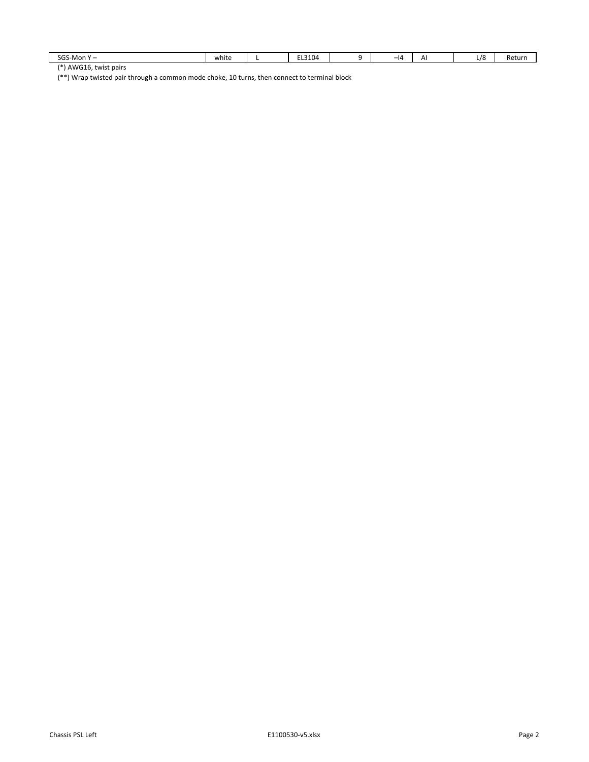| SGS-Mon Y – | white | L | EL3104 | 9 | –I4 | AI | L/8 | Return |
|---|---|---|---|---|---|---|---|---|

(*) AWG16, twist pairs

(**) Wrap twisted pair through a common mode choke, 10 turns, then connect to terminal block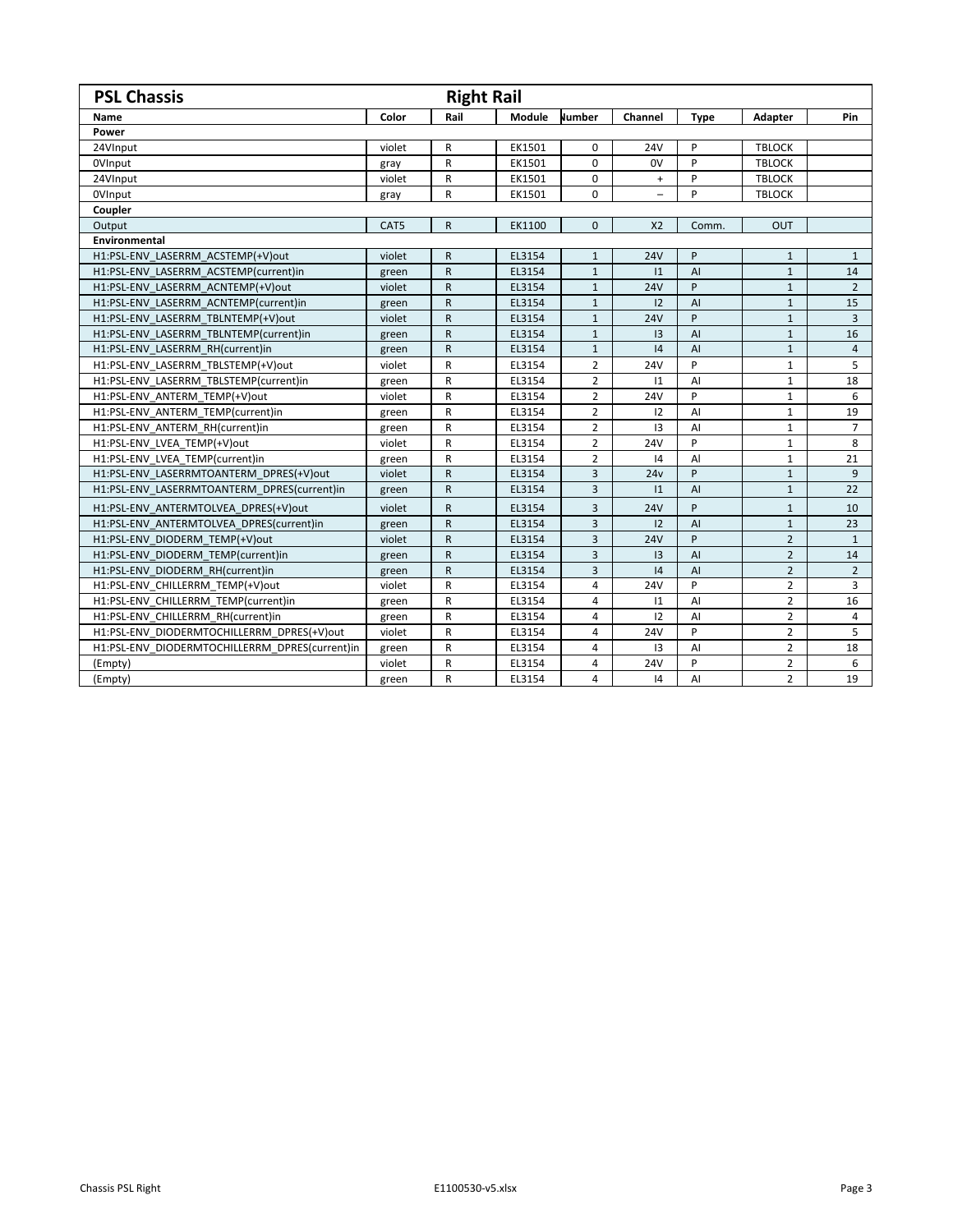| PSL Chassis | | Right Rail | | | | | | |
|---|---|---|---|---|---|---|---|---|
| **Name** | **Color** | **Rail** | **Module** | **Number** | **Channel** | **Type** | **Adapter** | **Pin** |
| **Power** | | | | | | | | |
| 24VInput | violet | R | EK1501 | 0 | 24V | P | TBLOCK | |
| 0VInput | gray | R | EK1501 | 0 | 0V | P | TBLOCK | |
| 24VInput | violet | R | EK1501 | 0 | + | P | TBLOCK | |
| 0VInput | gray | R | EK1501 | 0 | – | P | TBLOCK | |
| **Coupler** | | | | | | | | |
| Output | CAT5 | R | EK1100 | 0 | X2 | Comm. | OUT | |
| **Environmental** | | | | | | | | |
| H1:PSL-ENV_LASERRM_ACSTEMP(+V)out | violet | R | EL3154 | 1 | 24V | P | 1 | 1 |
| H1:PSL-ENV_LASERRM_ACSTEMP(current)in | green | R | EL3154 | 1 | I1 | AI | 1 | 14 |
| H1:PSL-ENV_LASERRM_ACNTEMP(+V)out | violet | R | EL3154 | 1 | 24V | P | 1 | 2 |
| H1:PSL-ENV_LASERRM_ACNTEMP(current)in | green | R | EL3154 | 1 | I2 | AI | 1 | 15 |
| H1:PSL-ENV_LASERRM_TBLNTEMP(+V)out | violet | R | EL3154 | 1 | 24V | P | 1 | 3 |
| H1:PSL-ENV_LASERRM_TBLNTEMP(current)in | green | R | EL3154 | 1 | I3 | AI | 1 | 16 |
| H1:PSL-ENV_LASERRM_RH(current)in | green | R | EL3154 | 1 | I4 | AI | 1 | 4 |
| H1:PSL-ENV_LASERRM_TBLSTEMP(+V)out | violet | R | EL3154 | 2 | 24V | P | 1 | 5 |
| H1:PSL-ENV_LASERRM_TBLSTEMP(current)in | green | R | EL3154 | 2 | I1 | AI | 1 | 18 |
| H1:PSL-ENV_ANTERM_TEMP(+V)out | violet | R | EL3154 | 2 | 24V | P | 1 | 6 |
| H1:PSL-ENV_ANTERM_TEMP(current)in | green | R | EL3154 | 2 | I2 | AI | 1 | 19 |
| H1:PSL-ENV_ANTERM_RH(current)in | green | R | EL3154 | 2 | I3 | AI | 1 | 7 |
| H1:PSL-ENV_LVEA_TEMP(+V)out | violet | R | EL3154 | 2 | 24V | P | 1 | 8 |
| H1:PSL-ENV_LVEA_TEMP(current)in | green | R | EL3154 | 2 | I4 | AI | 1 | 21 |
| H1:PSL-ENV_LASERRMTOANTERM_DPRES(+V)out | violet | R | EL3154 | 3 | 24v | P | 1 | 9 |
| H1:PSL-ENV_LASERRMTOANTERM_DPRES(current)in | green | R | EL3154 | 3 | I1 | AI | 1 | 22 |
| H1:PSL-ENV_ANTERMTOLVEA_DPRES(+V)out | violet | R | EL3154 | 3 | 24V | P | 1 | 10 |
| H1:PSL-ENV_ANTERMTOLVEA_DPRES(current)in | green | R | EL3154 | 3 | I2 | AI | 1 | 23 |
| H1:PSL-ENV_DIODERM_TEMP(+V)out | violet | R | EL3154 | 3 | 24V | P | 2 | 1 |
| H1:PSL-ENV_DIODERM_TEMP(current)in | green | R | EL3154 | 3 | I3 | AI | 2 | 14 |
| H1:PSL-ENV_DIODERM_RH(current)in | green | R | EL3154 | 3 | I4 | AI | 2 | 2 |
| H1:PSL-ENV_CHILLERRM_TEMP(+V)out | violet | R | EL3154 | 4 | 24V | P | 2 | 3 |
| H1:PSL-ENV_CHILLERRM_TEMP(current)in | green | R | EL3154 | 4 | I1 | AI | 2 | 16 |
| H1:PSL-ENV_CHILLERRM_RH(current)in | green | R | EL3154 | 4 | I2 | AI | 2 | 4 |
| H1:PSL-ENV_DIODERMTOCHILLERRM_DPRES(+V)out | violet | R | EL3154 | 4 | 24V | P | 2 | 5 |
| H1:PSL-ENV_DIODERMTOCHILLERRM_DPRES(current)in | green | R | EL3154 | 4 | I3 | AI | 2 | 18 |
| (Empty) | violet | R | EL3154 | 4 | 24V | P | 2 | 6 |
| (Empty) | green | R | EL3154 | 4 | I4 | AI | 2 | 19 |